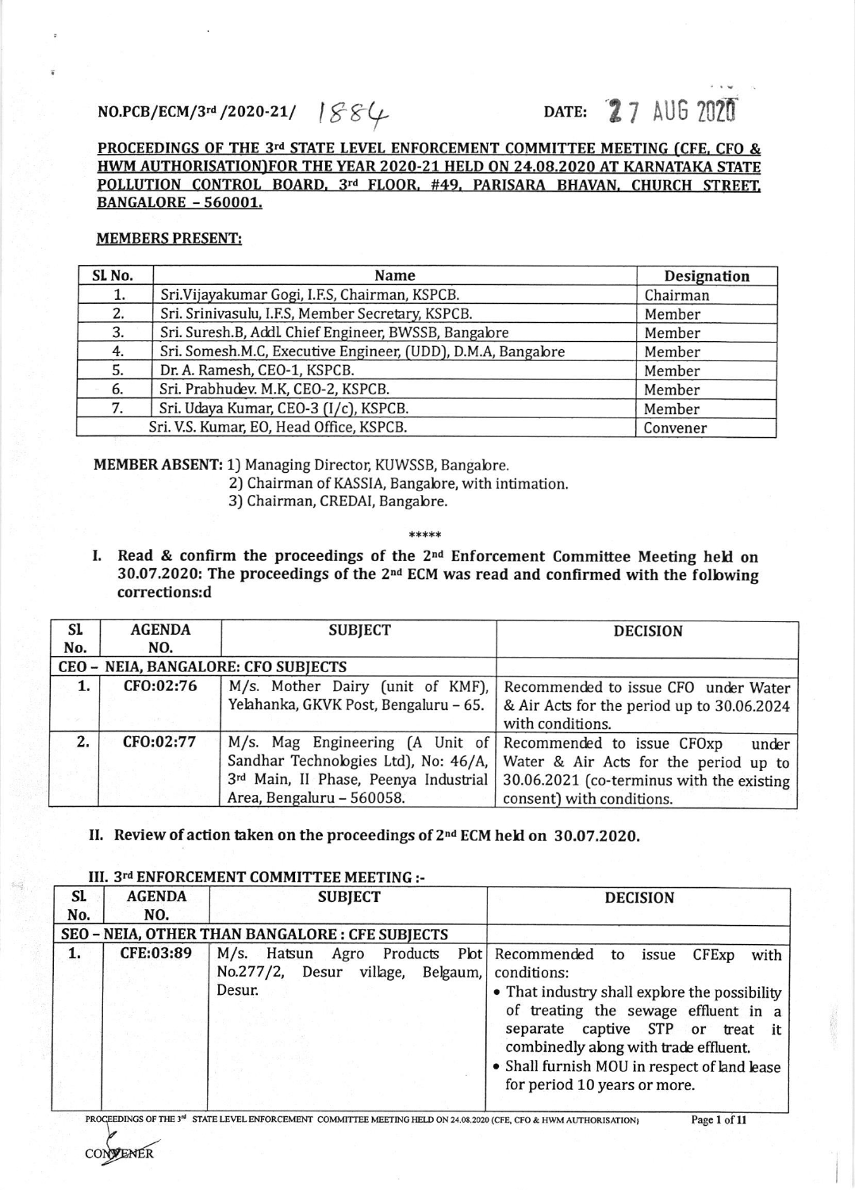NO.PCB/ECM/3rd /2020-21/ 1884 DATE: 27 AUG 2020

**PROCEEDINGS OF THE 3rd STATE LEVEL ENFORCEMENT COMMITTEE MEETING (CFE, CFO & HWM AUTHORISATION)FOR THE YEAR 2020-21 HELD ON 24.08.2020 AT KARNATAKA STATE POLLUTION CONTROL BOARD, 3rd FLOOR, #49, PARISARA BHAVAN, CHURCH STREET, BANGALORE - 560001.**

**MEMBERS PRESENT:**

| Sl. No. | Name | Designation |
|---|---|---|
| 1. | Sri.Vijayakumar Gogi, I.F.S, Chairman, KSPCB. | Chairman |
| 2. | Sri. Srinivasulu, I.F.S, Member Secretary, KSPCB. | Member |
| 3. | Sri. Suresh.B, Addl. Chief Engineer, BWSSB, Bangalore | Member |
| 4. | Sri. Somesh.M.C, Executive Engineer, (UDD), D.M.A, Bangalore | Member |
| 5. | Dr. A. Ramesh, CEO-1, KSPCB. | Member |
| 6. | Sri. Prabhudev. M.K, CEO-2, KSPCB. | Member |
| 7. | Sri. Udaya Kumar, CEO-3 (I/c), KSPCB. | Member |
| | Sri. V.S. Kumar, EO, Head Office, KSPCB. | Convener |

**MEMBER ABSENT:** 1) Managing Director, KUWSSB, Bangalore.
2) Chairman of KASSIA, Bangalore, with intimation.
3) Chairman, CREDAI, Bangalore.

\*\*\*\*\*

**I. Read & confirm the proceedings of the 2nd Enforcement Committee Meeting held on 30.07.2020: The proceedings of the 2nd ECM was read and confirmed with the following corrections:d**

| Sl. No. | AGENDA NO. | SUBJECT | DECISION |
|---|---|---|---|
| **CEO – NEIA, BANGALORE: CFO SUBJECTS** | | | |
| **1.** | **CFO:02:76** | M/s. Mother Dairy (unit of KMF), Yelahanka, GKVK Post, Bengaluru – 65. | Recommended to issue CFO under Water & Air Acts for the period up to 30.06.2024 with conditions. |
| **2.** | **CFO:02:77** | M/s. Mag Engineering (A Unit of Sandhar Technologies Ltd), No: 46/A, 3rd Main, II Phase, Peenya Industrial Area, Bengaluru – 560058. | Recommended to issue CFOxp under Water & Air Acts for the period up to 30.06.2021 (co-terminus with the existing consent) with conditions. |

**II. Review of action taken on the proceedings of 2nd ECM held on 30.07.2020.**

**III. 3rd ENFORCEMENT COMMITTEE MEETING :-**

| Sl. No. | AGENDA NO. | SUBJECT | DECISION |
|---|---|---|---|
| **SEO – NEIA, OTHER THAN BANGALORE : CFE SUBJECTS** | | | |
| **1.** | **CFE:03:89** | M/s. Hatsun Agro Products Plot No.277/2, Desur village, Belgaum, Desur. | Recommended to issue CFExp with conditions: <br>• That industry shall explore the possibility of treating the sewage effluent in a separate captive STP or treat it combinedly along with trade effluent. <br>• Shall furnish MOU in respect of land lease for period 10 years or more. |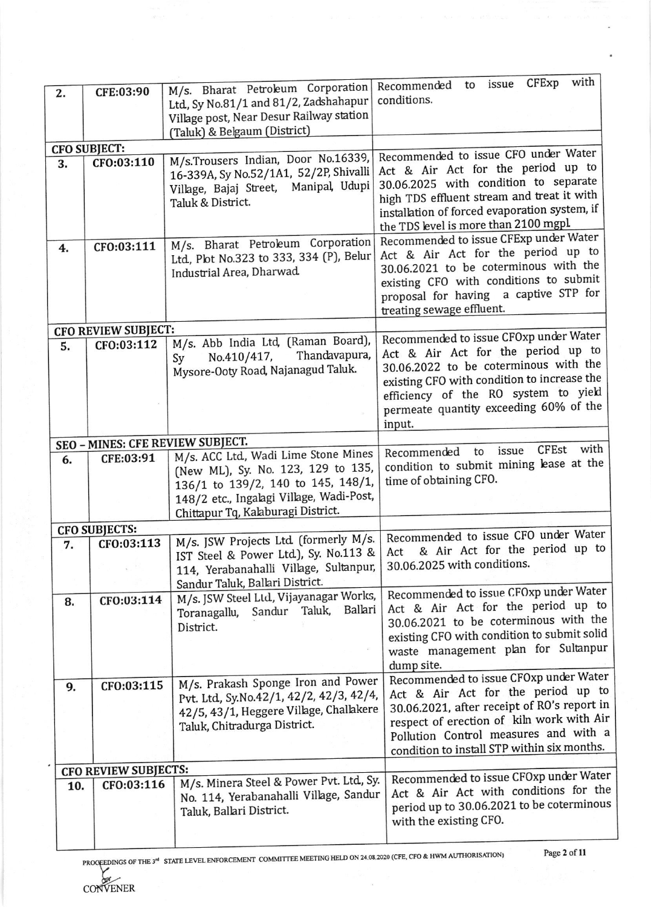| | | | |
|---|---|---|---|
| 2. | CFE:03:90 | M/s. Bharat Petroleum Corporation Ltd., Sy No.81/1 and 81/2, Zadshahapur Village post, Near Desur Railway station (Taluk) & Belgaum (District) | Recommended to issue CFExp with conditions. |
| **CFO SUBJECT:** | | | |
| 3. | CFO:03:110 | M/s.Trousers Indian, Door No.16339, 16-339A, Sy No.52/1A1, 52/2P, Shivalli Village, Bajaj Street, Manipal, Udupi Taluk & District. | Recommended to issue CFO under Water Act & Air Act for the period up to 30.06.2025 with condition to separate high TDS effluent stream and treat it with installation of forced evaporation system, if the TDS level is more than 2100 mgpl. |
| 4. | CFO:03:111 | M/s. Bharat Petroleum Corporation Ltd., Plot No.323 to 333, 334 (P), Belur Industrial Area, Dharwad. | Recommended to issue CFExp under Water Act & Air Act for the period up to 30.06.2021 to be coterminous with the existing CFO with conditions to submit proposal for having a captive STP for treating sewage effluent. |
| **CFO REVIEW SUBJECT:** | | | |
| 5. | CFO:03:112 | M/s. Abb India Ltd, (Raman Board), Sy No.410/417, Thandavapura, Mysore-Ooty Road, Najanagud Taluk. | Recommended to issue CFOxp under Water Act & Air Act for the period up to 30.06.2022 to be coterminous with the existing CFO with condition to increase the efficiency of the RO system to yield permeate quantity exceeding 60% of the input. |
| **SEO – MINES: CFE REVIEW SUBJECT.** | | | |
| 6. | CFE:03:91 | M/s. ACC Ltd., Wadi Lime Stone Mines (New ML), Sy. No. 123, 129 to 135, 136/1 to 139/2, 140 to 145, 148/1, 148/2 etc., Ingalagi Village, Wadi-Post, Chittapur Tq, Kalaburagi District. | Recommended to issue CFEst with condition to submit mining lease at the time of obtaining CFO. |
| **CFO SUBJECTS:** | | | |
| 7. | CFO:03:113 | M/s. JSW Projects Ltd. (formerly M/s. IST Steel & Power Ltd.), Sy. No.113 & 114, Yerabanahalli Village, Sultanpur, Sandur Taluk, Ballari District. | Recommended to issue CFO under Water Act & Air Act for the period up to 30.06.2025 with conditions. |
| 8. | CFO:03:114 | M/s. JSW Steel Ltd., Vijayanagar Works, Toranagallu, Sandur Taluk, Ballari District. | Recommended to issue CFOxp under Water Act & Air Act for the period up to 30.06.2021 to be coterminous with the existing CFO with condition to submit solid waste management plan for Sultanpur dump site. |
| 9. | CFO:03:115 | M/s. Prakash Sponge Iron and Power Pvt. Ltd., Sy.No.42/1, 42/2, 42/3, 42/4, 42/5, 43/1, Heggere Village, Challakere Taluk, Chitradurga District. | Recommended to issue CFOxp under Water Act & Air Act for the period up to 30.06.2021, after receipt of RO's report in respect of erection of kiln work with Air Pollution Control measures and with a condition to install STP within six months. |
| **CFO REVIEW SUBJECTS:** | | | |
| 10. | CFO:03:116 | M/s. Minera Steel & Power Pvt. Ltd., Sy. No. 114, Yerabanahalli Village, Sandur Taluk, Ballari District. | Recommended to issue CFOxp under Water Act & Air Act with conditions for the period up to 30.06.2021 to be coterminous with the existing CFO. |

PROCEEDINGS OF THE 3rd STATE LEVEL ENFORCEMENT COMMITTEE MEETING HELD ON 24.08.2020 (CFE, CFO & HWM AUTHORISATION)

CONVENER